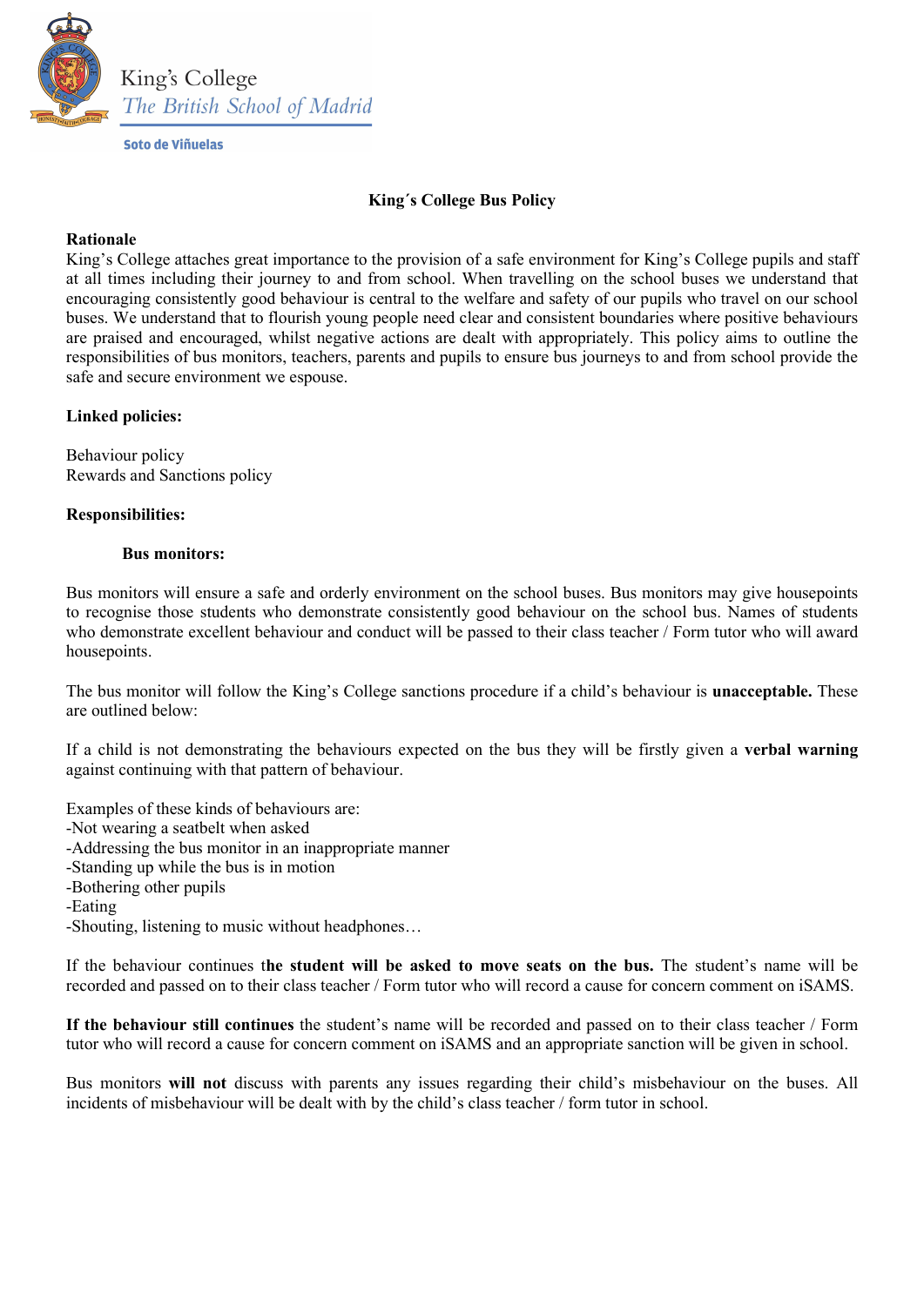King's College
*The British School of Madrid*
**Soto de Viñuelas**

# King´s College Bus Policy

**Rationale**

King's College attaches great importance to the provision of a safe environment for King's College pupils and staff at all times including their journey to and from school. When travelling on the school buses we understand that encouraging consistently good behaviour is central to the welfare and safety of our pupils who travel on our school buses. We understand that to flourish young people need clear and consistent boundaries where positive behaviours are praised and encouraged, whilst negative actions are dealt with appropriately. This policy aims to outline the responsibilities of bus monitors, teachers, parents and pupils to ensure bus journeys to and from school provide the safe and secure environment we espouse.

**Linked policies:**

Behaviour policy
Rewards and Sanctions policy

**Responsibilities:**

**Bus monitors:**

Bus monitors will ensure a safe and orderly environment on the school buses. Bus monitors may give housepoints to recognise those students who demonstrate consistently good behaviour on the school bus. Names of students who demonstrate excellent behaviour and conduct will be passed to their class teacher / Form tutor who will award housepoints.

The bus monitor will follow the King's College sanctions procedure if a child's behaviour is **unacceptable.** These are outlined below:

If a child is not demonstrating the behaviours expected on the bus they will be firstly given a **verbal warning** against continuing with that pattern of behaviour.

Examples of these kinds of behaviours are:
-Not wearing a seatbelt when asked
-Addressing the bus monitor in an inappropriate manner
-Standing up while the bus is in motion
-Bothering other pupils
-Eating
-Shouting, listening to music without headphones…

If the behaviour continues t**he student will be asked to move seats on the bus.** The student's name will be recorded and passed on to their class teacher / Form tutor who will record a cause for concern comment on iSAMS.

**If the behaviour still continues** the student's name will be recorded and passed on to their class teacher / Form tutor who will record a cause for concern comment on iSAMS and an appropriate sanction will be given in school.

Bus monitors **will not** discuss with parents any issues regarding their child's misbehaviour on the buses. All incidents of misbehaviour will be dealt with by the child's class teacher / form tutor in school.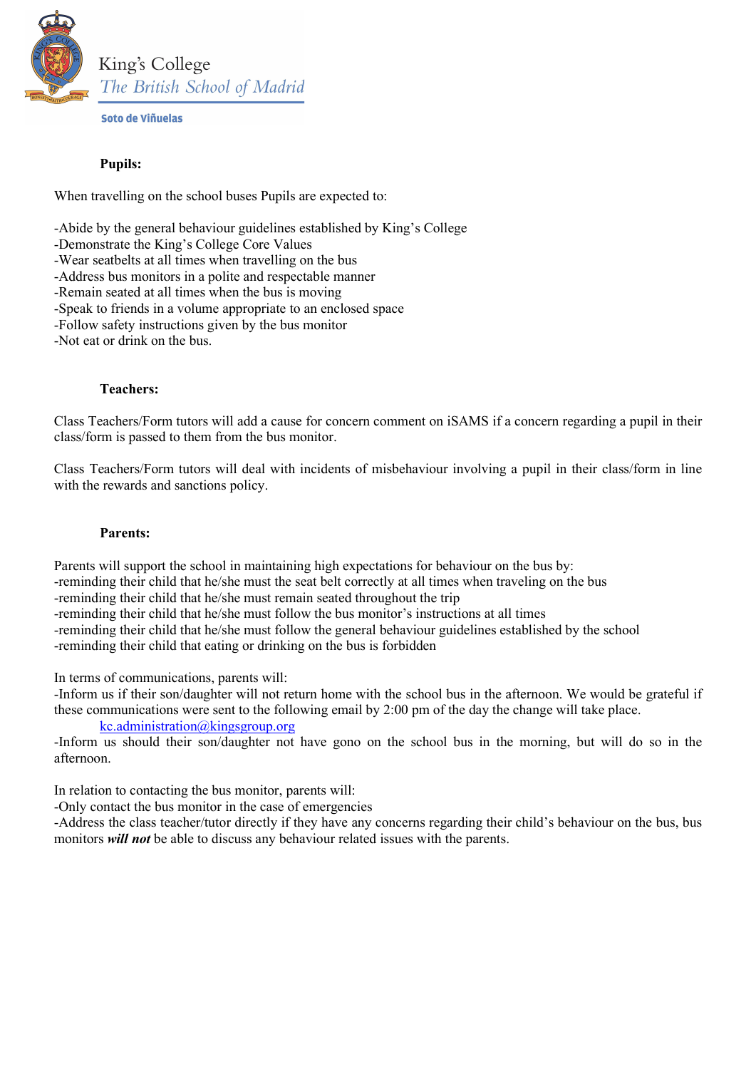**Pupils:**

When travelling on the school buses Pupils are expected to:

-Abide by the general behaviour guidelines established by King's College
-Demonstrate the King's College Core Values
-Wear seatbelts at all times when travelling on the bus
-Address bus monitors in a polite and respectable manner
-Remain seated at all times when the bus is moving
-Speak to friends in a volume appropriate to an enclosed space
-Follow safety instructions given by the bus monitor
-Not eat or drink on the bus.

**Teachers:**

Class Teachers/Form tutors will add a cause for concern comment on iSAMS if a concern regarding a pupil in their class/form is passed to them from the bus monitor.

Class Teachers/Form tutors will deal with incidents of misbehaviour involving a pupil in their class/form in line with the rewards and sanctions policy.

**Parents:**

Parents will support the school in maintaining high expectations for behaviour on the bus by:
-reminding their child that he/she must the seat belt correctly at all times when traveling on the bus
-reminding their child that he/she must remain seated throughout the trip
-reminding their child that he/she must follow the bus monitor's instructions at all times
-reminding their child that he/she must follow the general behaviour guidelines established by the school
-reminding their child that eating or drinking on the bus is forbidden

In terms of communications, parents will:
-Inform us if their son/daughter will not return home with the school bus in the afternoon. We would be grateful if these communications were sent to the following email by 2:00 pm of the day the change will take place.
kc.administration@kingsgroup.org
-Inform us should their son/daughter not have gono on the school bus in the morning, but will do so in the afternoon.

In relation to contacting the bus monitor, parents will:
-Only contact the bus monitor in the case of emergencies
-Address the class teacher/tutor directly if they have any concerns regarding their child's behaviour on the bus, bus monitors ***will not*** be able to discuss any behaviour related issues with the parents.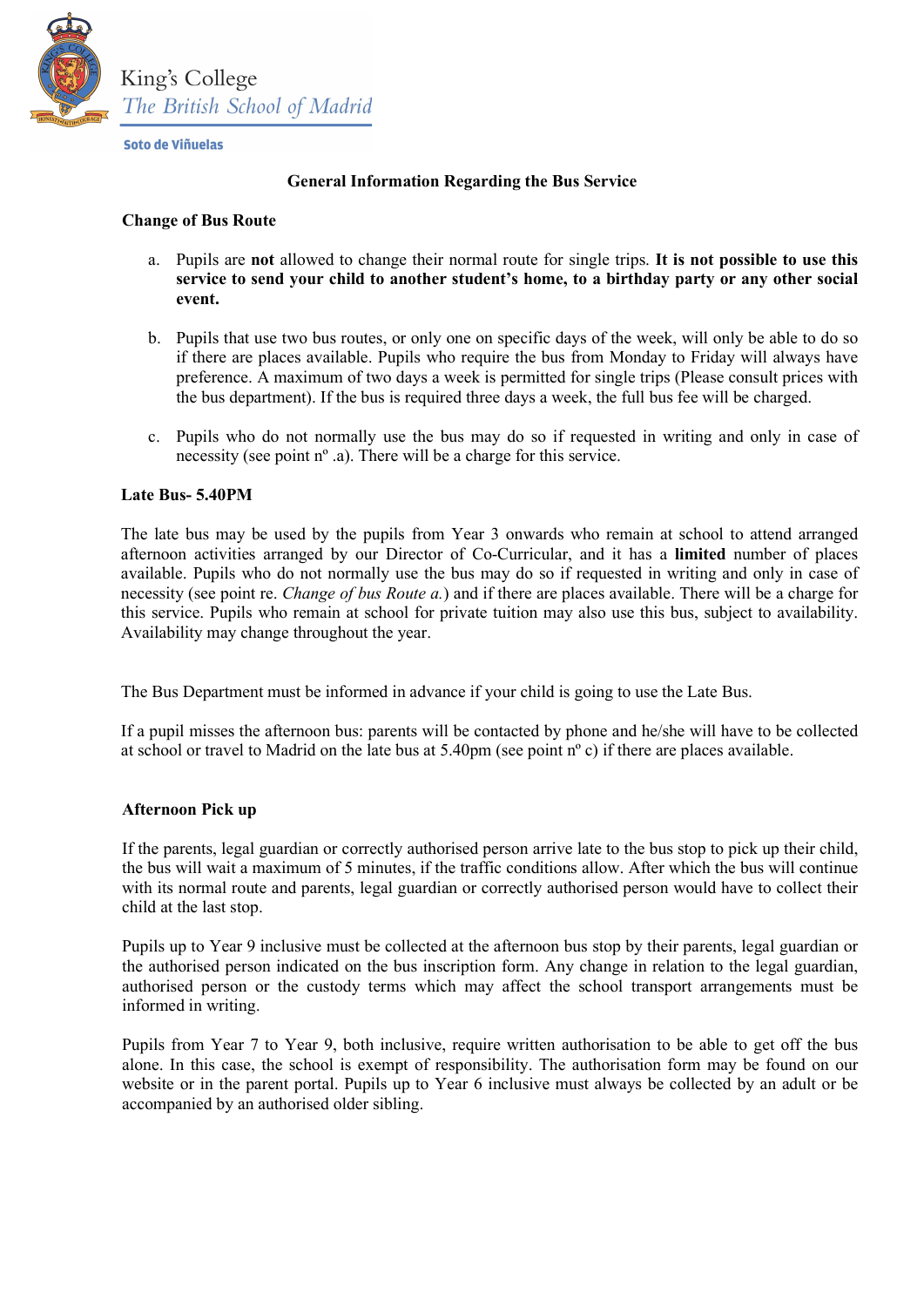King's College
*The British School of Madrid*

Soto de Viñuelas

**General Information Regarding the Bus Service**

**Change of Bus Route**

a. Pupils are **not** allowed to change their normal route for single trips. **It is not possible to use this service to send your child to another student's home, to a birthday party or any other social event.**

b. Pupils that use two bus routes, or only one on specific days of the week, will only be able to do so if there are places available. Pupils who require the bus from Monday to Friday will always have preference. A maximum of two days a week is permitted for single trips (Please consult prices with the bus department). If the bus is required three days a week, the full bus fee will be charged.

c. Pupils who do not normally use the bus may do so if requested in writing and only in case of necessity (see point nº .a). There will be a charge for this service.

**Late Bus- 5.40PM**

The late bus may be used by the pupils from Year 3 onwards who remain at school to attend arranged afternoon activities arranged by our Director of Co-Curricular, and it has a **limited** number of places available. Pupils who do not normally use the bus may do so if requested in writing and only in case of necessity (see point re. *Change of bus Route a.*) and if there are places available. There will be a charge for this service. Pupils who remain at school for private tuition may also use this bus, subject to availability. Availability may change throughout the year.

The Bus Department must be informed in advance if your child is going to use the Late Bus.

If a pupil misses the afternoon bus: parents will be contacted by phone and he/she will have to be collected at school or travel to Madrid on the late bus at 5.40pm (see point nº c) if there are places available.

**Afternoon Pick up**

If the parents, legal guardian or correctly authorised person arrive late to the bus stop to pick up their child, the bus will wait a maximum of 5 minutes, if the traffic conditions allow. After which the bus will continue with its normal route and parents, legal guardian or correctly authorised person would have to collect their child at the last stop.

Pupils up to Year 9 inclusive must be collected at the afternoon bus stop by their parents, legal guardian or the authorised person indicated on the bus inscription form. Any change in relation to the legal guardian, authorised person or the custody terms which may affect the school transport arrangements must be informed in writing.

Pupils from Year 7 to Year 9, both inclusive, require written authorisation to be able to get off the bus alone. In this case, the school is exempt of responsibility. The authorisation form may be found on our website or in the parent portal. Pupils up to Year 6 inclusive must always be collected by an adult or be accompanied by an authorised older sibling.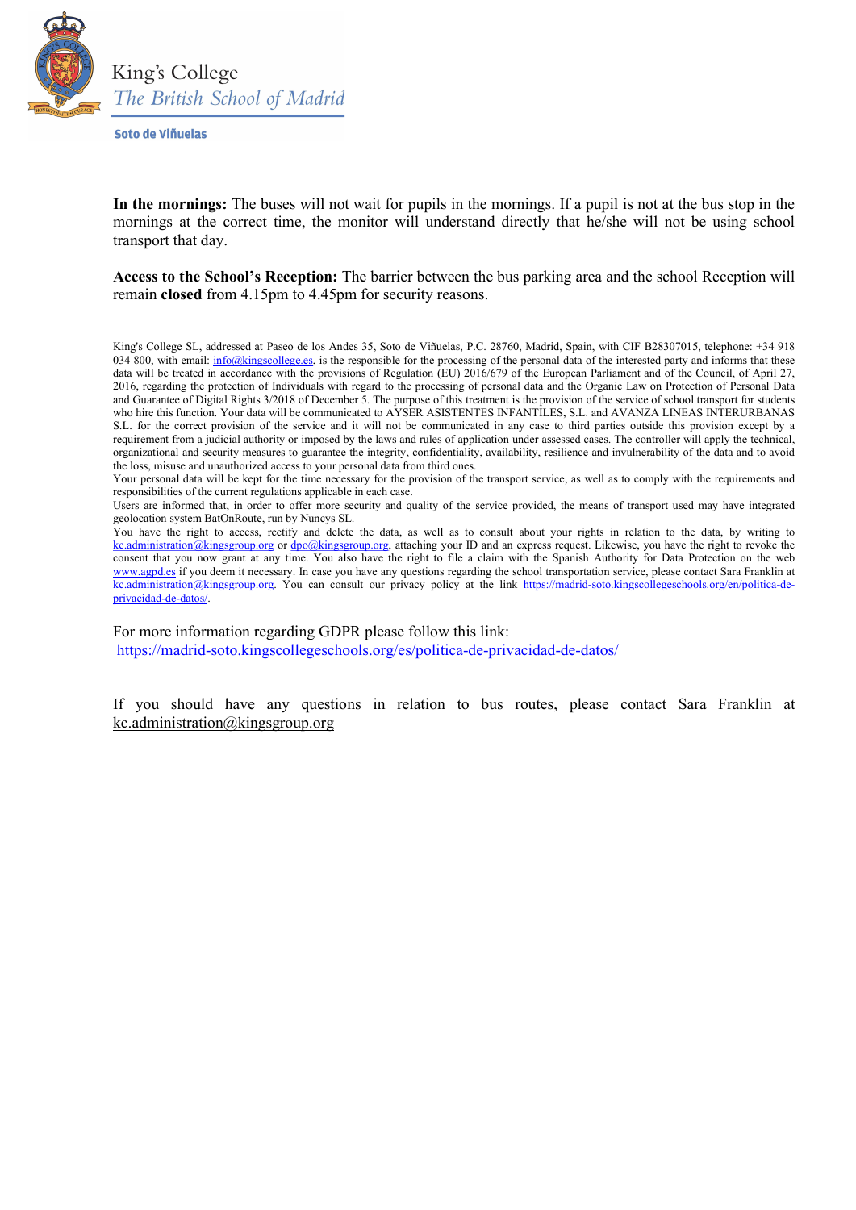**In the mornings:** The buses will not wait for pupils in the mornings. If a pupil is not at the bus stop in the mornings at the correct time, the monitor will understand directly that he/she will not be using school transport that day.

**Access to the School's Reception:** The barrier between the bus parking area and the school Reception will remain **closed** from 4.15pm to 4.45pm for security reasons.

King's College SL, addressed at Paseo de los Andes 35, Soto de Viñuelas, P.C. 28760, Madrid, Spain, with CIF B28307015, telephone: +34 918 034 800, with email: info@kingscollege.es, is the responsible for the processing of the personal data of the interested party and informs that these data will be treated in accordance with the provisions of Regulation (EU) 2016/679 of the European Parliament and of the Council, of April 27, 2016, regarding the protection of Individuals with regard to the processing of personal data and the Organic Law on Protection of Personal Data and Guarantee of Digital Rights 3/2018 of December 5. The purpose of this treatment is the provision of the service of school transport for students who hire this function. Your data will be communicated to AYSER ASISTENTES INFANTILES, S.L. and AVANZA LINEAS INTERURBANAS S.L. for the correct provision of the service and it will not be communicated in any case to third parties outside this provision except by a requirement from a judicial authority or imposed by the laws and rules of application under assessed cases. The controller will apply the technical, organizational and security measures to guarantee the integrity, confidentiality, availability, resilience and invulnerability of the data and to avoid the loss, misuse and unauthorized access to your personal data from third ones.
Your personal data will be kept for the time necessary for the provision of the transport service, as well as to comply with the requirements and responsibilities of the current regulations applicable in each case.
Users are informed that, in order to offer more security and quality of the service provided, the means of transport used may have integrated geolocation system BatOnRoute, run by Nuncys SL.
You have the right to access, rectify and delete the data, as well as to consult about your rights in relation to the data, by writing to kc.administration@kingsgroup.org or dpo@kingsgroup.org, attaching your ID and an express request. Likewise, you have the right to revoke the consent that you now grant at any time. You also have the right to file a claim with the Spanish Authority for Data Protection on the web www.agpd.es if you deem it necessary. In case you have any questions regarding the school transportation service, please contact Sara Franklin at kc.administration@kingsgroup.org. You can consult our privacy policy at the link https://madrid-soto.kingscollegeschools.org/en/politica-de-privacidad-de-datos/.

For more information regarding GDPR please follow this link:
https://madrid-soto.kingscollegeschools.org/es/politica-de-privacidad-de-datos/

If you should have any questions in relation to bus routes, please contact Sara Franklin at kc.administration@kingsgroup.org